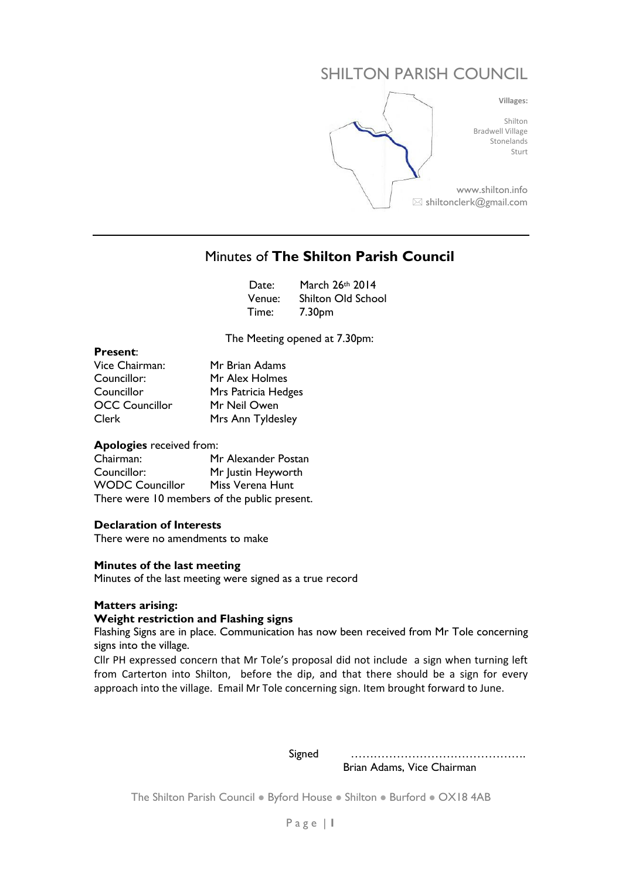SHILTON PARISH COUNCIL

**Villages:**

Shilton
Bradwell Village
Stonelands
Sturt

www.shilton.info
shiltonclerk@gmail.com

---

# Minutes of **The Shilton Parish Council**

| | |
|---|---|
| Date: | March 26th 2014 |
| Venue: | Shilton Old School |
| Time: | 7.30pm |

The Meeting opened at 7.30pm:

**Present**:

| | |
|---|---|
| Vice Chairman: | Mr Brian Adams |
| Councillor: | Mr Alex Holmes |
| Councillor | Mrs Patricia Hedges |
| OCC Councillor | Mr Neil Owen |
| Clerk | Mrs Ann Tyldesley |

**Apologies** received from:

| | |
|---|---|
| Chairman: | Mr Alexander Postan |
| Councillor: | Mr Justin Heyworth |
| WODC Councillor | Miss Verena Hunt |

There were 10 members of the public present.

**Declaration of Interests**

There were no amendments to make

**Minutes of the last meeting**

Minutes of the last meeting were signed as a true record

**Matters arising:**

**Weight restriction and Flashing signs**

Flashing Signs are in place. Communication has now been received from Mr Tole concerning signs into the village.

Cllr PH expressed concern that Mr Tole's proposal did not include a sign when turning left from Carterton into Shilton, before the dip, and that there should be a sign for every approach into the village. Email Mr Tole concerning sign. Item brought forward to June.

Signed ……………………………………….
Brian Adams, Vice Chairman

The Shilton Parish Council ● Byford House ● Shilton ● Burford ● OX18 4AB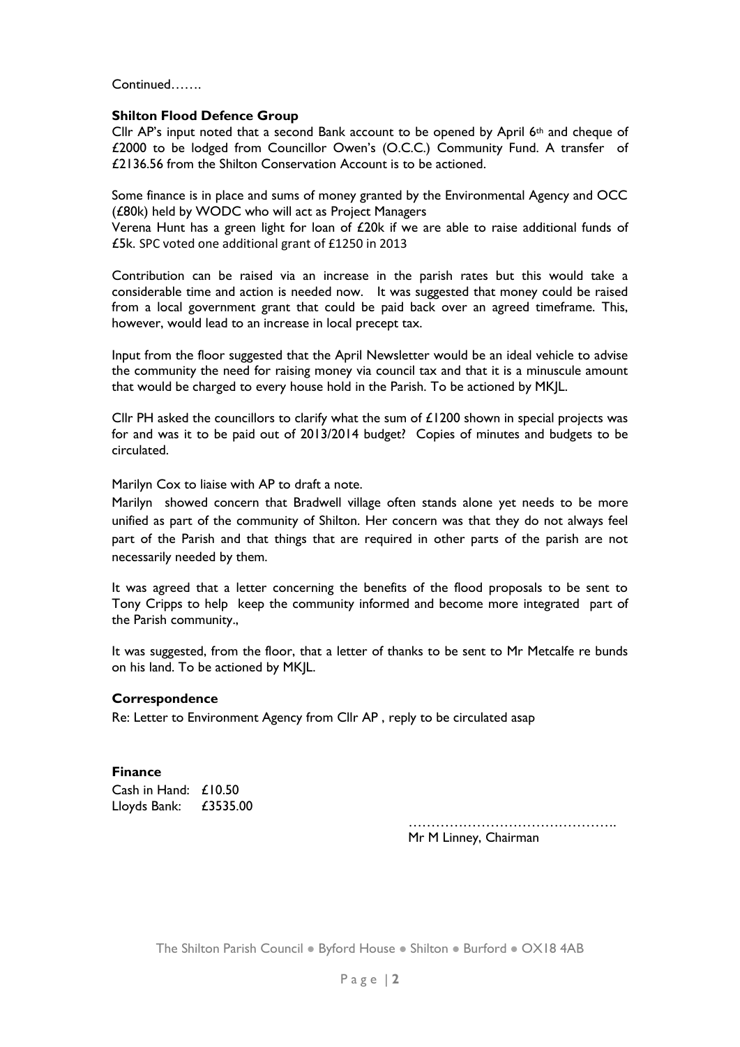Continued…….

**Shilton Flood Defence Group**

Cllr AP's input noted that a second Bank account to be opened by April 6th and cheque of £2000 to be lodged from Councillor Owen's (O.C.C.) Community Fund. A transfer of £2136.56 from the Shilton Conservation Account is to be actioned.

Some finance is in place and sums of money granted by the Environmental Agency and OCC (£80k) held by WODC who will act as Project Managers

Verena Hunt has a green light for loan of £20k if we are able to raise additional funds of £5k. SPC voted one additional grant of £1250 in 2013

Contribution can be raised via an increase in the parish rates but this would take a considerable time and action is needed now. It was suggested that money could be raised from a local government grant that could be paid back over an agreed timeframe. This, however, would lead to an increase in local precept tax.

Input from the floor suggested that the April Newsletter would be an ideal vehicle to advise the community the need for raising money via council tax and that it is a minuscule amount that would be charged to every house hold in the Parish. To be actioned by MKJL.

Cllr PH asked the councillors to clarify what the sum of £1200 shown in special projects was for and was it to be paid out of 2013/2014 budget? Copies of minutes and budgets to be circulated.

Marilyn Cox to liaise with AP to draft a note.

Marilyn showed concern that Bradwell village often stands alone yet needs to be more unified as part of the community of Shilton. Her concern was that they do not always feel part of the Parish and that things that are required in other parts of the parish are not necessarily needed by them.

It was agreed that a letter concerning the benefits of the flood proposals to be sent to Tony Cripps to help keep the community informed and become more integrated part of the Parish community.,

It was suggested, from the floor, that a letter of thanks to be sent to Mr Metcalfe re bunds on his land. To be actioned by MKJL.

**Correspondence**

Re: Letter to Environment Agency from Cllr AP , reply to be circulated asap

**Finance**

Cash in Hand: £10.50
Lloyds Bank: £3535.00

……………………………………….
Mr M Linney, Chairman

The Shilton Parish Council ● Byford House ● Shilton ● Burford ● OX18 4AB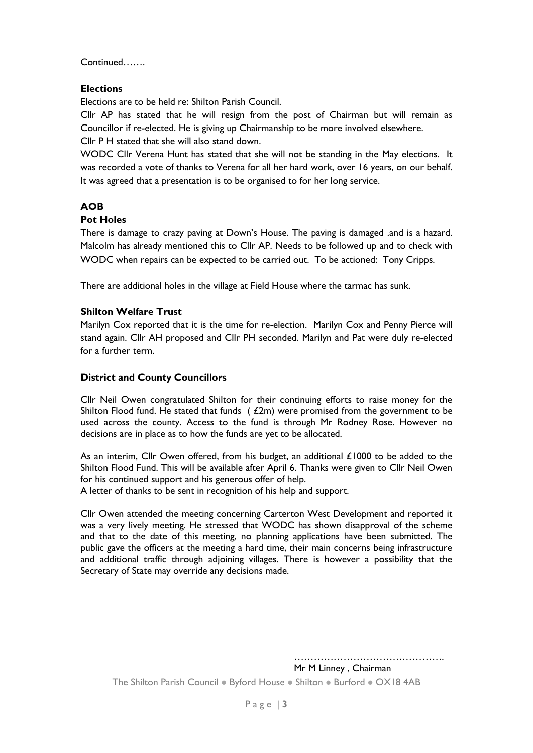Continued…….

**Elections**

Elections are to be held re: Shilton Parish Council.

Cllr AP has stated that he will resign from the post of Chairman but will remain as Councillor if re-elected. He is giving up Chairmanship to be more involved elsewhere.

Cllr P H stated that she will also stand down.

WODC Cllr Verena Hunt has stated that she will not be standing in the May elections. It was recorded a vote of thanks to Verena for all her hard work, over 16 years, on our behalf. It was agreed that a presentation is to be organised to for her long service.

**AOB**

**Pot Holes**

There is damage to crazy paving at Down's House. The paving is damaged .and is a hazard. Malcolm has already mentioned this to Cllr AP. Needs to be followed up and to check with WODC when repairs can be expected to be carried out. To be actioned: Tony Cripps.

There are additional holes in the village at Field House where the tarmac has sunk.

**Shilton Welfare Trust**

Marilyn Cox reported that it is the time for re-election. Marilyn Cox and Penny Pierce will stand again. Cllr AH proposed and Cllr PH seconded. Marilyn and Pat were duly re-elected for a further term.

**District and County Councillors**

Cllr Neil Owen congratulated Shilton for their continuing efforts to raise money for the Shilton Flood fund. He stated that funds ( £2m) were promised from the government to be used across the county. Access to the fund is through Mr Rodney Rose. However no decisions are in place as to how the funds are yet to be allocated.

As an interim, Cllr Owen offered, from his budget, an additional £1000 to be added to the Shilton Flood Fund. This will be available after April 6. Thanks were given to Cllr Neil Owen for his continued support and his generous offer of help.

A letter of thanks to be sent in recognition of his help and support.

Cllr Owen attended the meeting concerning Carterton West Development and reported it was a very lively meeting. He stressed that WODC has shown disapproval of the scheme and that to the date of this meeting, no planning applications have been submitted. The public gave the officers at the meeting a hard time, their main concerns being infrastructure and additional traffic through adjoining villages. There is however a possibility that the Secretary of State may override any decisions made.

……………………………………….

Mr M Linney , Chairman

The Shilton Parish Council ● Byford House ● Shilton ● Burford ● OX18 4AB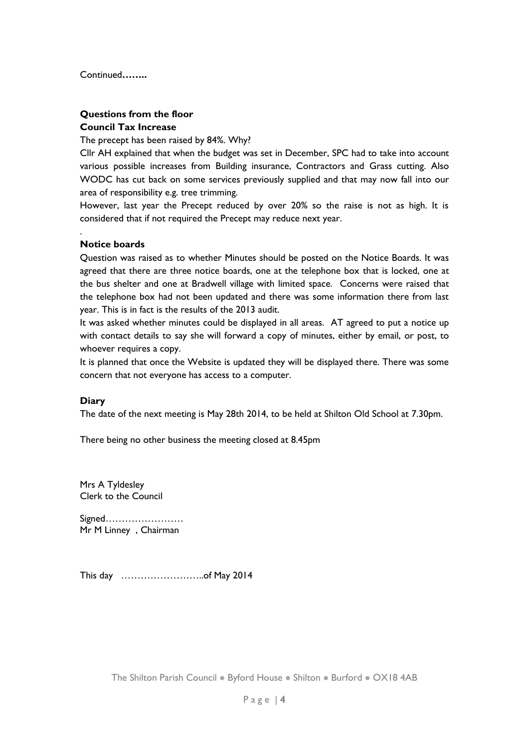Continued**……..**

**Questions from the floor**

**Council Tax Increase**

The precept has been raised by 84%. Why?

Cllr AH explained that when the budget was set in December, SPC had to take into account various possible increases from Building insurance, Contractors and Grass cutting. Also WODC has cut back on some services previously supplied and that may now fall into our area of responsibility e.g. tree trimming.

However, last year the Precept reduced by over 20% so the raise is not as high. It is considered that if not required the Precept may reduce next year.

.

**Notice boards**

Question was raised as to whether Minutes should be posted on the Notice Boards. It was agreed that there are three notice boards, one at the telephone box that is locked, one at the bus shelter and one at Bradwell village with limited space. Concerns were raised that the telephone box had not been updated and there was some information there from last year. This is in fact is the results of the 2013 audit.

It was asked whether minutes could be displayed in all areas. AT agreed to put a notice up with contact details to say she will forward a copy of minutes, either by email, or post, to whoever requires a copy.

It is planned that once the Website is updated they will be displayed there. There was some concern that not everyone has access to a computer.

**Diary**

The date of the next meeting is May 28th 2014, to be held at Shilton Old School at 7.30pm.

There being no other business the meeting closed at 8.45pm

Mrs A Tyldesley
Clerk to the Council

Signed……………………
Mr M Linney , Chairman

This day ……………………..of May 2014

The Shilton Parish Council ● Byford House ● Shilton ● Burford ● OX18 4AB